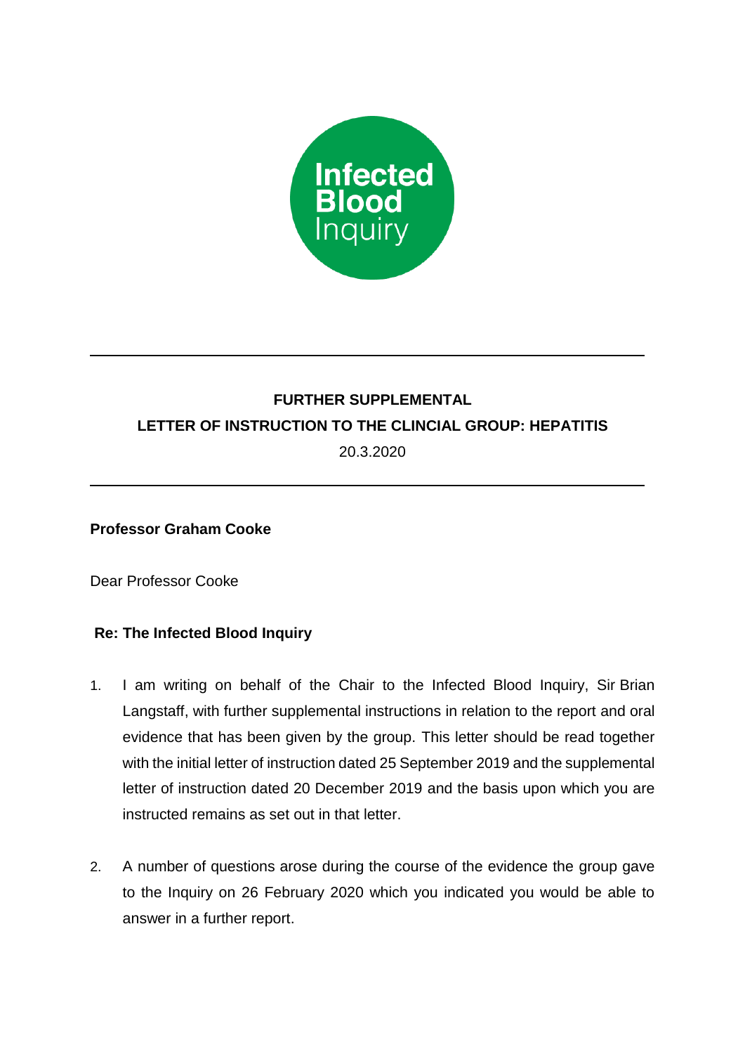Infected Blood Inquiry

---

**FURTHER SUPPLEMENTAL**

**LETTER OF INSTRUCTION TO THE CLINCIAL GROUP: HEPATITIS**

20.3.2020

---

**Professor Graham Cooke**

Dear Professor Cooke

**Re: The Infected Blood Inquiry**

1. I am writing on behalf of the Chair to the Infected Blood Inquiry, Sir Brian Langstaff, with further supplemental instructions in relation to the report and oral evidence that has been given by the group. This letter should be read together with the initial letter of instruction dated 25 September 2019 and the supplemental letter of instruction dated 20 December 2019 and the basis upon which you are instructed remains as set out in that letter.

2. A number of questions arose during the course of the evidence the group gave to the Inquiry on 26 February 2020 which you indicated you would be able to answer in a further report.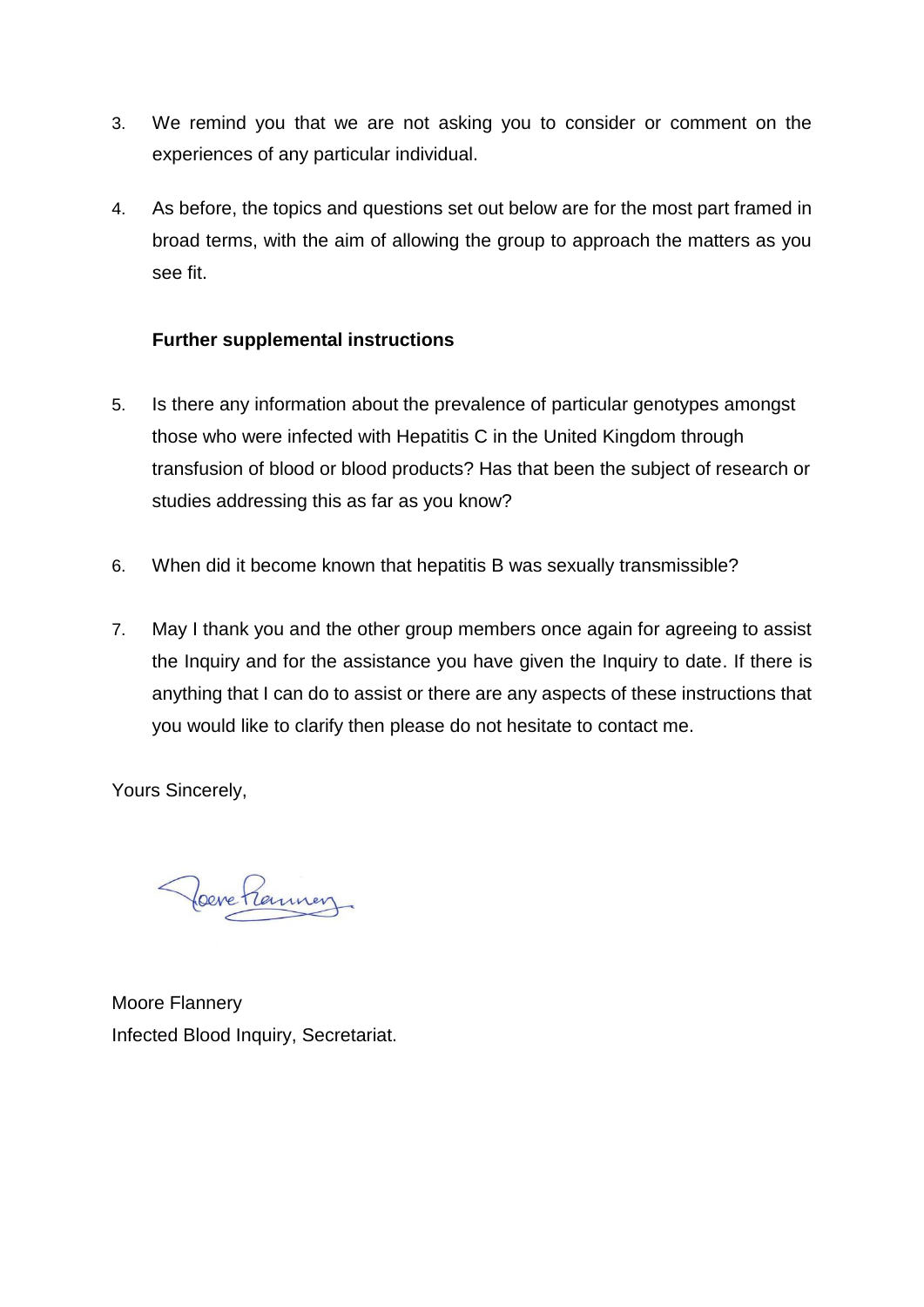3. We remind you that we are not asking you to consider or comment on the experiences of any particular individual.

4. As before, the topics and questions set out below are for the most part framed in broad terms, with the aim of allowing the group to approach the matters as you see fit.

**Further supplemental instructions**

5. Is there any information about the prevalence of particular genotypes amongst those who were infected with Hepatitis C in the United Kingdom through transfusion of blood or blood products? Has that been the subject of research or studies addressing this as far as you know?

6. When did it become known that hepatitis B was sexually transmissible?

7. May I thank you and the other group members once again for agreeing to assist the Inquiry and for the assistance you have given the Inquiry to date. If there is anything that I can do to assist or there are any aspects of these instructions that you would like to clarify then please do not hesitate to contact me.

Yours Sincerely,

Moore Flannery
Infected Blood Inquiry, Secretariat.